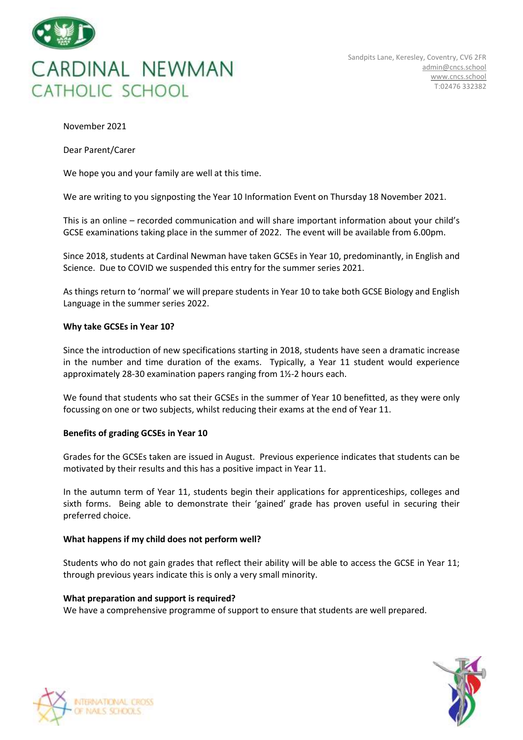# CARDINAL NEWMAN CATHOLIC SCHOOL

Sandpits Lane, Keresley, Coventry, CV6 2FR
admin@cncs.school
www.cncs.school
T:02476 332382

November 2021

Dear Parent/Carer

We hope you and your family are well at this time.

We are writing to you signposting the Year 10 Information Event on Thursday 18 November 2021.

This is an online – recorded communication and will share important information about your child's GCSE examinations taking place in the summer of 2022. The event will be available from 6.00pm.

Since 2018, students at Cardinal Newman have taken GCSEs in Year 10, predominantly, in English and Science. Due to COVID we suspended this entry for the summer series 2021.

As things return to 'normal' we will prepare students in Year 10 to take both GCSE Biology and English Language in the summer series 2022.

**Why take GCSEs in Year 10?**

Since the introduction of new specifications starting in 2018, students have seen a dramatic increase in the number and time duration of the exams. Typically, a Year 11 student would experience approximately 28-30 examination papers ranging from 1½-2 hours each.

We found that students who sat their GCSEs in the summer of Year 10 benefitted, as they were only focussing on one or two subjects, whilst reducing their exams at the end of Year 11.

**Benefits of grading GCSEs in Year 10**

Grades for the GCSEs taken are issued in August. Previous experience indicates that students can be motivated by their results and this has a positive impact in Year 11.

In the autumn term of Year 11, students begin their applications for apprenticeships, colleges and sixth forms. Being able to demonstrate their 'gained' grade has proven useful in securing their preferred choice.

**What happens if my child does not perform well?**

Students who do not gain grades that reflect their ability will be able to access the GCSE in Year 11; through previous years indicate this is only a very small minority.

**What preparation and support is required?**

We have a comprehensive programme of support to ensure that students are well prepared.

INTERNATIONAL CROSS OF NAILS SCHOOLS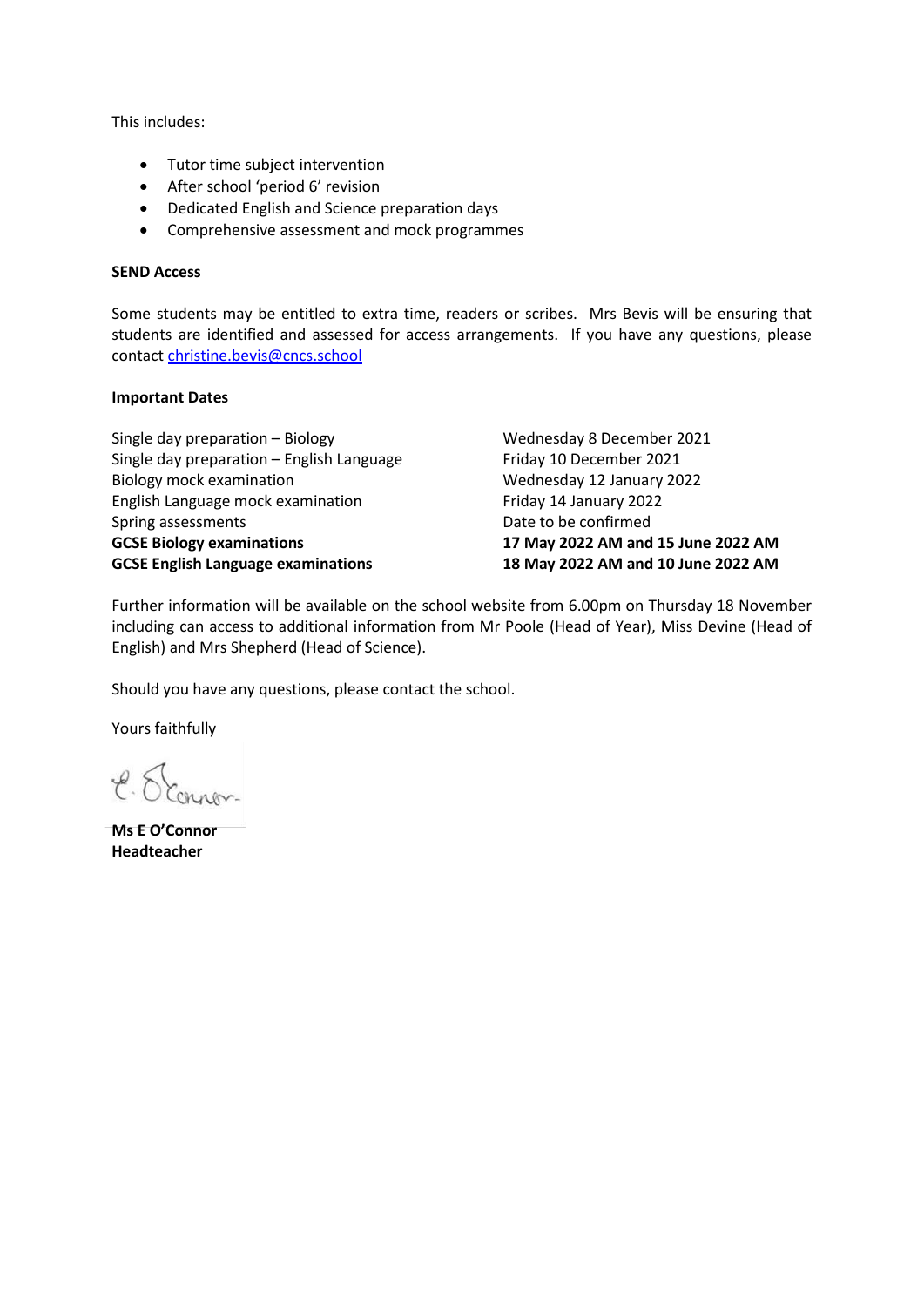This includes:

- Tutor time subject intervention
- After school 'period 6' revision
- Dedicated English and Science preparation days
- Comprehensive assessment and mock programmes

**SEND Access**

Some students may be entitled to extra time, readers or scribes. Mrs Bevis will be ensuring that students are identified and assessed for access arrangements. If you have any questions, please contact christine.bevis@cncs.school

**Important Dates**

| | |
|---|---|
| Single day preparation – Biology | Wednesday 8 December 2021 |
| Single day preparation – English Language | Friday 10 December 2021 |
| Biology mock examination | Wednesday 12 January 2022 |
| English Language mock examination | Friday 14 January 2022 |
| Spring assessments | Date to be confirmed |
| **GCSE Biology examinations** | **17 May 2022 AM and 15 June 2022 AM** |
| **GCSE English Language examinations** | **18 May 2022 AM and 10 June 2022 AM** |

Further information will be available on the school website from 6.00pm on Thursday 18 November including can access to additional information from Mr Poole (Head of Year), Miss Devine (Head of English) and Mrs Shepherd (Head of Science).

Should you have any questions, please contact the school.

Yours faithfully

**Ms E O'Connor**
**Headteacher**